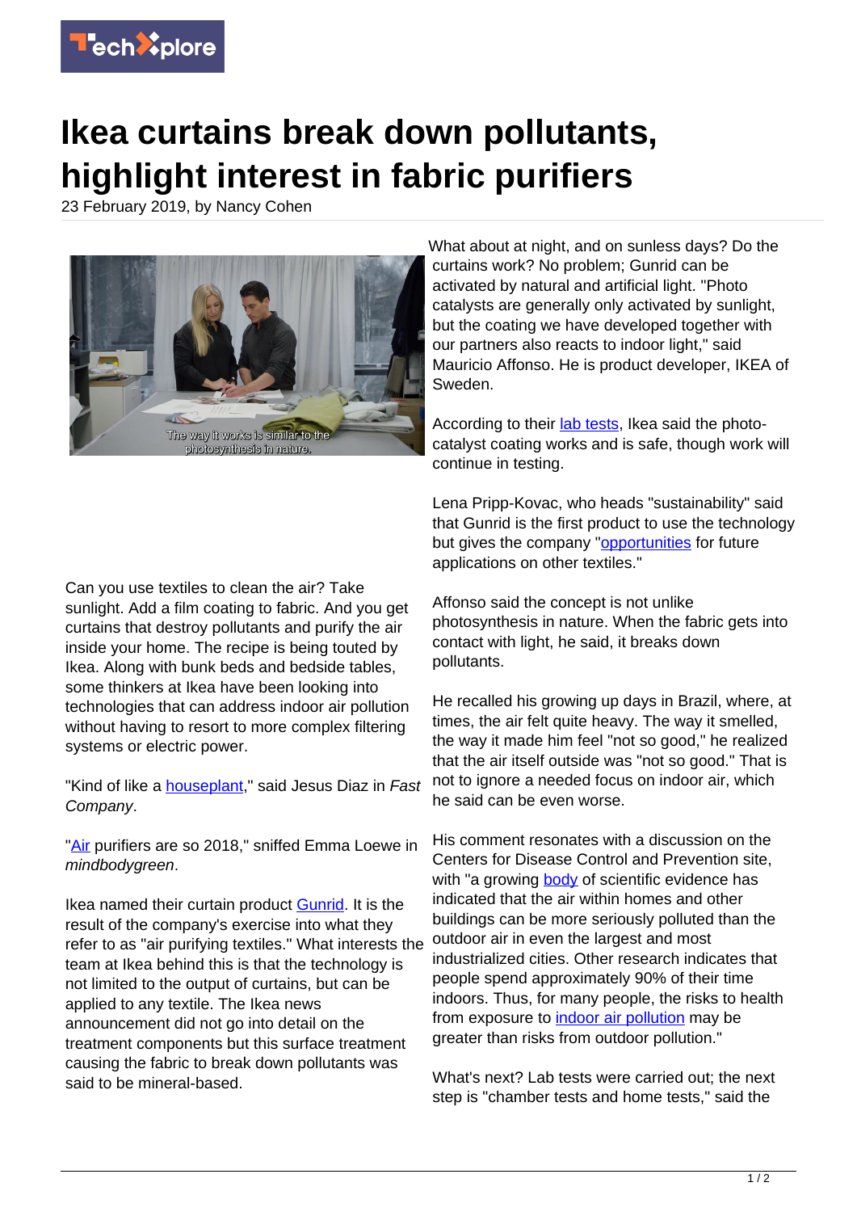# Ikea curtains break down pollutants, highlight interest in fabric purifiers

23 February 2019, by Nancy Cohen

Can you use textiles to clean the air? Take sunlight. Add a film coating to fabric. And you get curtains that destroy pollutants and purify the air inside your home. The recipe is being touted by Ikea. Along with bunk beds and bedside tables, some thinkers at Ikea have been looking into technologies that can address indoor air pollution without having to resort to more complex filtering systems or electric power.

"Kind of like a houseplant," said Jesus Diaz in *Fast Company*.

"Air purifiers are so 2018," sniffed Emma Loewe in *mindbodygreen*.

Ikea named their curtain product Gunrid. It is the result of the company's exercise into what they refer to as "air purifying textiles." What interests the team at Ikea behind this is that the technology is not limited to the output of curtains, but can be applied to any textile. The Ikea news announcement did not go into detail on the treatment components but this surface treatment causing the fabric to break down pollutants was said to be mineral-based.

What about at night, and on sunless days? Do the curtains work? No problem; Gunrid can be activated by natural and artificial light. "Photo catalysts are generally only activated by sunlight, but the coating we have developed together with our partners also reacts to indoor light," said Mauricio Affonso. He is product developer, IKEA of Sweden.

According to their lab tests, Ikea said the photo-catalyst coating works and is safe, though work will continue in testing.

Lena Pripp-Kovac, who heads "sustainability" said that Gunrid is the first product to use the technology but gives the company "opportunities for future applications on other textiles."

Affonso said the concept is not unlike photosynthesis in nature. When the fabric gets into contact with light, he said, it breaks down pollutants.

He recalled his growing up days in Brazil, where, at times, the air felt quite heavy. The way it smelled, the way it made him feel "not so good," he realized that the air itself outside was "not so good." That is not to ignore a needed focus on indoor air, which he said can be even worse.

His comment resonates with a discussion on the Centers for Disease Control and Prevention site, with "a growing body of scientific evidence has indicated that the air within homes and other buildings can be more seriously polluted than the outdoor air in even the largest and most industrialized cities. Other research indicates that people spend approximately 90% of their time indoors. Thus, for many people, the risks to health from exposure to indoor air pollution may be greater than risks from outdoor pollution."

What's next? Lab tests were carried out; the next step is "chamber tests and home tests," said the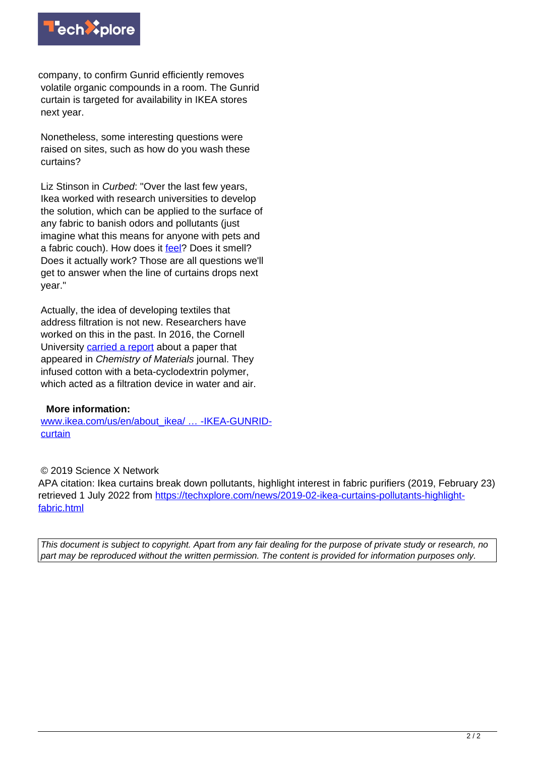company, to confirm Gunrid efficiently removes volatile organic compounds in a room. The Gunrid curtain is targeted for availability in IKEA stores next year.

Nonetheless, some interesting questions were raised on sites, such as how do you wash these curtains?

Liz Stinson in *Curbed*: "Over the last few years, Ikea worked with research universities to develop the solution, which can be applied to the surface of any fabric to banish odors and pollutants (just imagine what this means for anyone with pets and a fabric couch). How does it feel? Does it smell? Does it actually work? Those are all questions we'll get to answer when the line of curtains drops next year."

Actually, the idea of developing textiles that address filtration is not new. Researchers have worked on this in the past. In 2016, the Cornell University carried a report about a paper that appeared in *Chemistry of Materials* journal. They infused cotton with a beta-cyclodextrin polymer, which acted as a filtration device in water and air.

**More information:**
www.ikea.com/us/en/about_ikea/ … -IKEA-GUNRID-curtain

© 2019 Science X Network

APA citation: Ikea curtains break down pollutants, highlight interest in fabric purifiers (2019, February 23) retrieved 1 July 2022 from https://techxplore.com/news/2019-02-ikea-curtains-pollutants-highlight-fabric.html

*This document is subject to copyright. Apart from any fair dealing for the purpose of private study or research, no part may be reproduced without the written permission. The content is provided for information purposes only.*